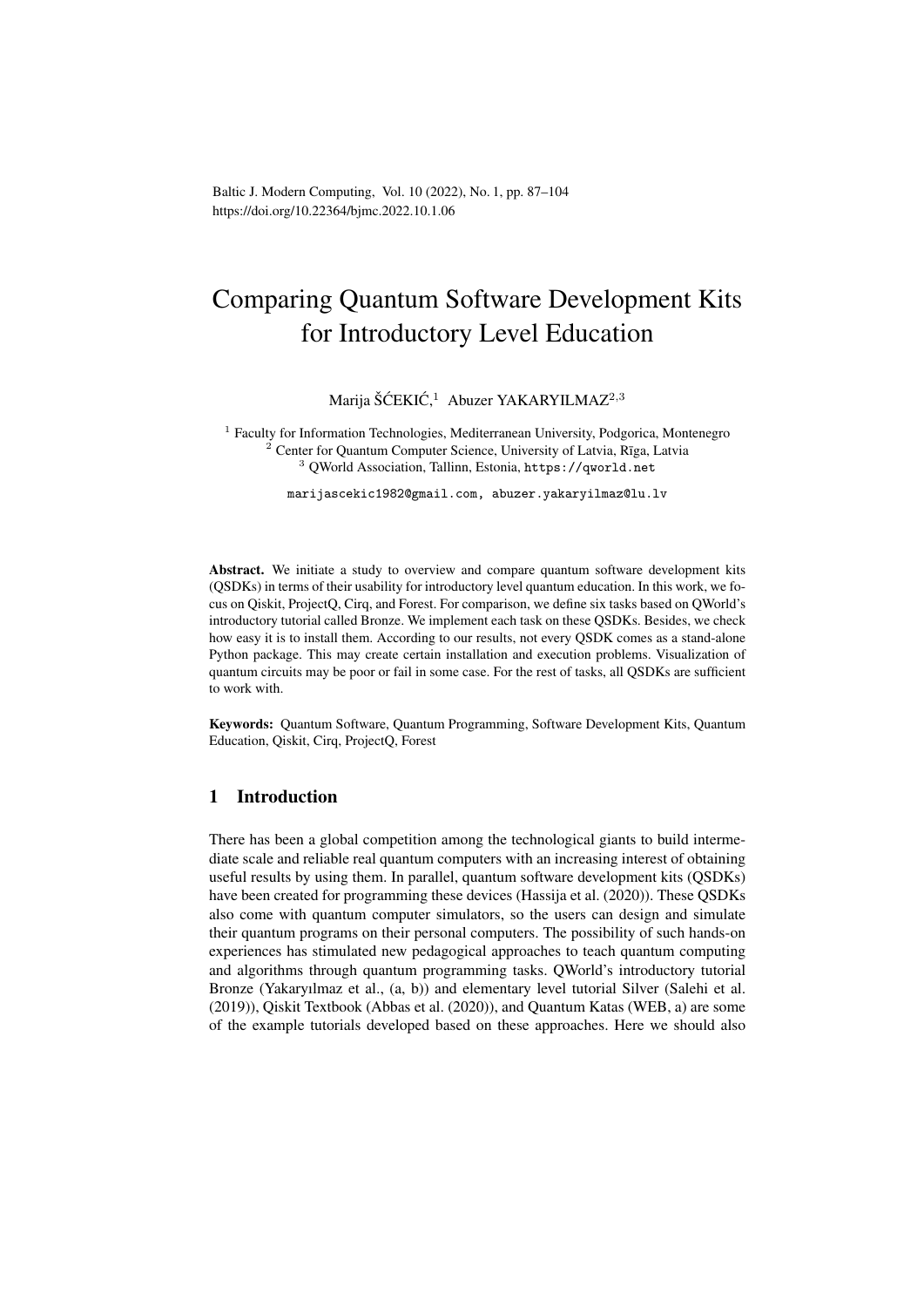# Comparing Quantum Software Development Kits for Introductory Level Education

Marija ŠĆEKIĆ,[1] Abuzer YAKARYILMAZ[2,3]

[1] Faculty for Information Technologies, Mediterranean University, Podgorica, Montenegro
[2] Center for Quantum Computer Science, University of Latvia, Rīga, Latvia
[3] QWorld Association, Tallinn, Estonia, https://qworld.net

marijascekic1982@gmail.com, abuzer.yakaryilmaz@lu.lv

**Abstract.** We initiate a study to overview and compare quantum software development kits (QSDKs) in terms of their usability for introductory level quantum education. In this work, we focus on Qiskit, ProjectQ, Cirq, and Forest. For comparison, we define six tasks based on QWorld's introductory tutorial called Bronze. We implement each task on these QSDKs. Besides, we check how easy it is to install them. According to our results, not every QSDK comes as a stand-alone Python package. This may create certain installation and execution problems. Visualization of quantum circuits may be poor or fail in some case. For the rest of tasks, all QSDKs are sufficient to work with.

**Keywords:** Quantum Software, Quantum Programming, Software Development Kits, Quantum Education, Qiskit, Cirq, ProjectQ, Forest

## 1 Introduction

There has been a global competition among the technological giants to build intermediate scale and reliable real quantum computers with an increasing interest of obtaining useful results by using them. In parallel, quantum software development kits (QSDKs) have been created for programming these devices (Hassija et al. (2020)). These QSDKs also come with quantum computer simulators, so the users can design and simulate their quantum programs on their personal computers. The possibility of such hands-on experiences has stimulated new pedagogical approaches to teach quantum computing and algorithms through quantum programming tasks. QWorld's introductory tutorial Bronze (Yakaryılmaz et al., (a, b)) and elementary level tutorial Silver (Salehi et al. (2019)), Qiskit Textbook (Abbas et al. (2020)), and Quantum Katas (WEB, a) are some of the example tutorials developed based on these approaches. Here we should also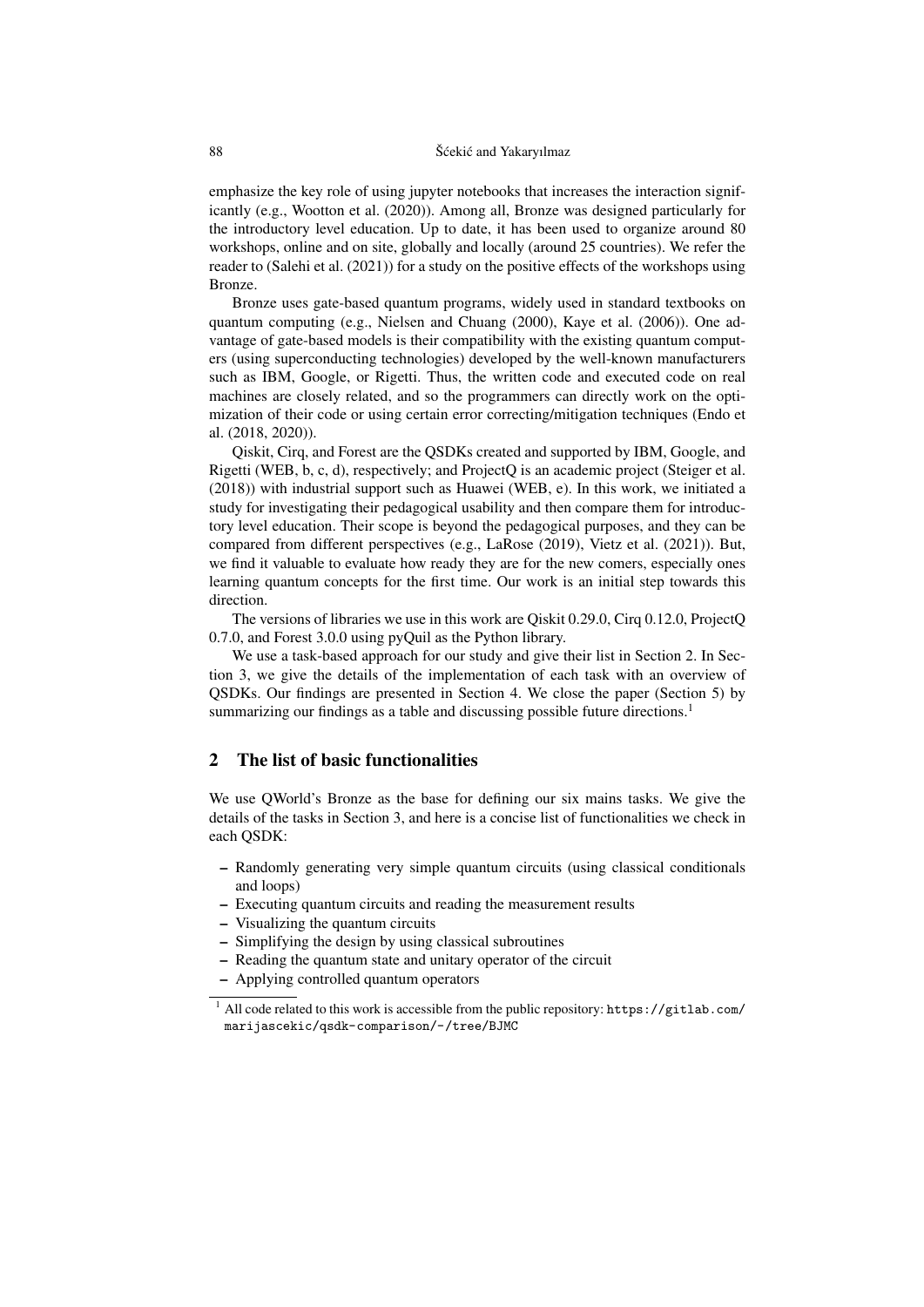emphasize the key role of using jupyter notebooks that increases the interaction significantly (e.g., Wootton et al. (2020)). Among all, Bronze was designed particularly for the introductory level education. Up to date, it has been used to organize around 80 workshops, online and on site, globally and locally (around 25 countries). We refer the reader to (Salehi et al. (2021)) for a study on the positive effects of the workshops using Bronze.

Bronze uses gate-based quantum programs, widely used in standard textbooks on quantum computing (e.g., Nielsen and Chuang (2000), Kaye et al. (2006)). One advantage of gate-based models is their compatibility with the existing quantum computers (using superconducting technologies) developed by the well-known manufacturers such as IBM, Google, or Rigetti. Thus, the written code and executed code on real machines are closely related, and so the programmers can directly work on the optimization of their code or using certain error correcting/mitigation techniques (Endo et al. (2018, 2020)).

Qiskit, Cirq, and Forest are the QSDKs created and supported by IBM, Google, and Rigetti (WEB, b, c, d), respectively; and ProjectQ is an academic project (Steiger et al. (2018)) with industrial support such as Huawei (WEB, e). In this work, we initiated a study for investigating their pedagogical usability and then compare them for introductory level education. Their scope is beyond the pedagogical purposes, and they can be compared from different perspectives (e.g., LaRose (2019), Vietz et al. (2021)). But, we find it valuable to evaluate how ready they are for the new comers, especially ones learning quantum concepts for the first time. Our work is an initial step towards this direction.

The versions of libraries we use in this work are Qiskit 0.29.0, Cirq 0.12.0, ProjectQ 0.7.0, and Forest 3.0.0 using pyQuil as the Python library.

We use a task-based approach for our study and give their list in Section 2. In Section 3, we give the details of the implementation of each task with an overview of QSDKs. Our findings are presented in Section 4. We close the paper (Section 5) by summarizing our findings as a table and discussing possible future directions.[1]

## 2 The list of basic functionalities

We use QWorld's Bronze as the base for defining our six mains tasks. We give the details of the tasks in Section 3, and here is a concise list of functionalities we check in each QSDK:

- Randomly generating very simple quantum circuits (using classical conditionals and loops)
- Executing quantum circuits and reading the measurement results
- Visualizing the quantum circuits
- Simplifying the design by using classical subroutines
- Reading the quantum state and unitary operator of the circuit
- Applying controlled quantum operators

[1] All code related to this work is accessible from the public repository: https://gitlab.com/marijascekic/qsdk-comparison/-/tree/BJMC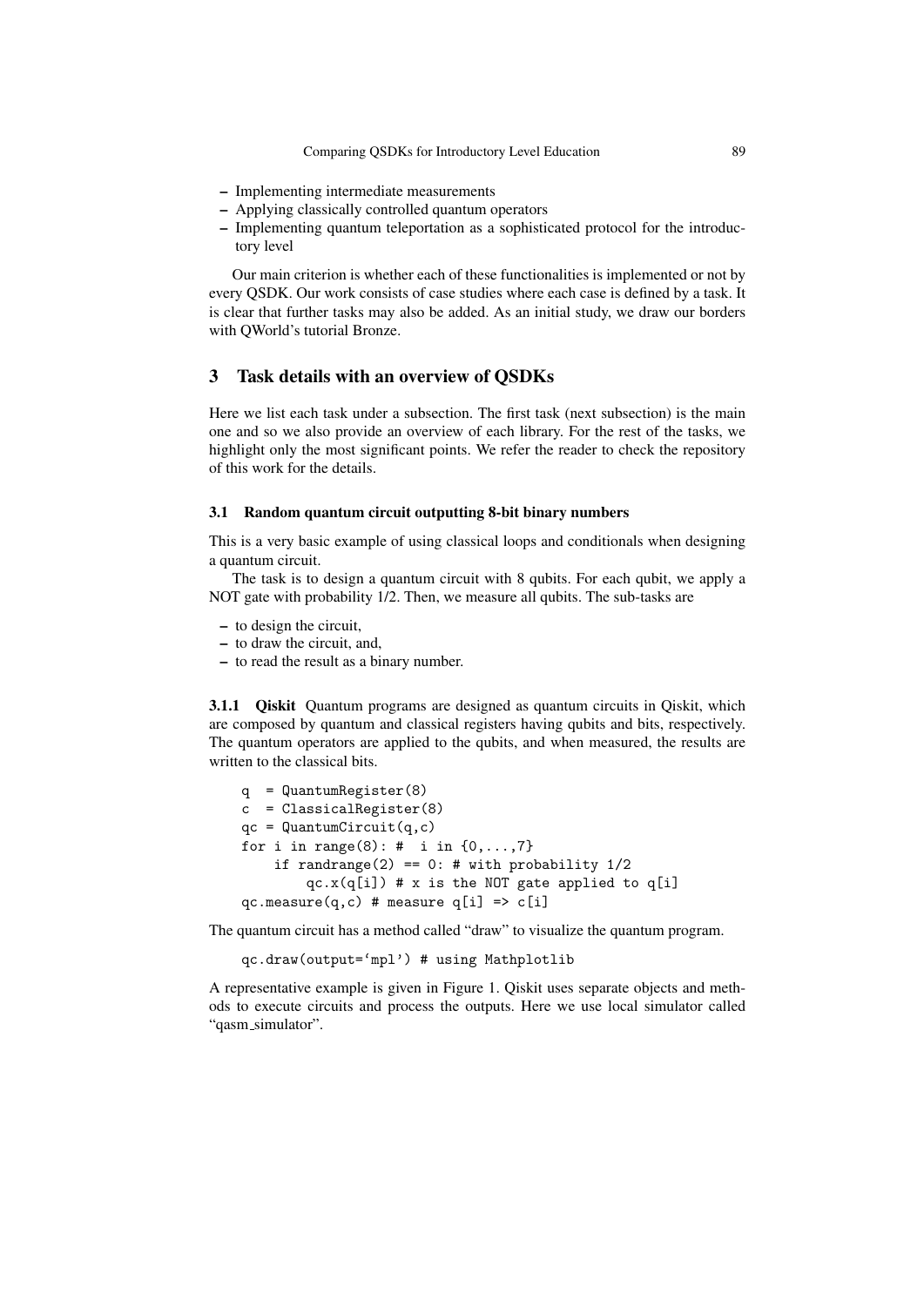- Implementing intermediate measurements
- Applying classically controlled quantum operators
- Implementing quantum teleportation as a sophisticated protocol for the introductory level

Our main criterion is whether each of these functionalities is implemented or not by every QSDK. Our work consists of case studies where each case is defined by a task. It is clear that further tasks may also be added. As an initial study, we draw our borders with QWorld's tutorial Bronze.

## 3 Task details with an overview of QSDKs

Here we list each task under a subsection. The first task (next subsection) is the main one and so we also provide an overview of each library. For the rest of the tasks, we highlight only the most significant points. We refer the reader to check the repository of this work for the details.

### 3.1 Random quantum circuit outputting 8-bit binary numbers

This is a very basic example of using classical loops and conditionals when designing a quantum circuit.

The task is to design a quantum circuit with 8 qubits. For each qubit, we apply a NOT gate with probability 1/2. Then, we measure all qubits. The sub-tasks are

- to design the circuit,
- to draw the circuit, and,
- to read the result as a binary number.

**3.1.1 Qiskit** Quantum programs are designed as quantum circuits in Qiskit, which are composed by quantum and classical registers having qubits and bits, respectively. The quantum operators are applied to the qubits, and when measured, the results are written to the classical bits.

```
q  = QuantumRegister(8)
c  = ClassicalRegister(8)
qc = QuantumCircuit(q,c)
for i in range(8): #  i in {0,...,7}
    if randrange(2) == 0: # with probability 1/2
        qc.x(q[i]) # x is the NOT gate applied to q[i]
qc.measure(q,c) # measure q[i] => c[i]
```

The quantum circuit has a method called "draw" to visualize the quantum program.

```
qc.draw(output='mpl') # using Mathplotlib
```

A representative example is given in Figure 1. Qiskit uses separate objects and methods to execute circuits and process the outputs. Here we use local simulator called "qasm_simulator".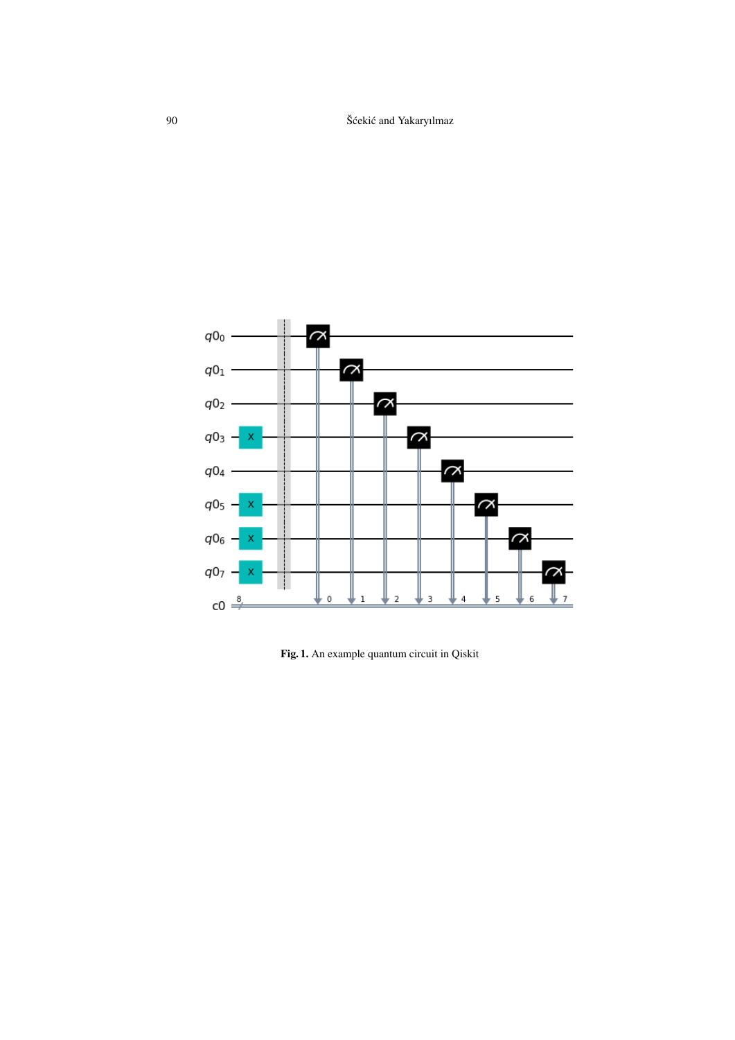**Fig. 1.** An example quantum circuit in Qiskit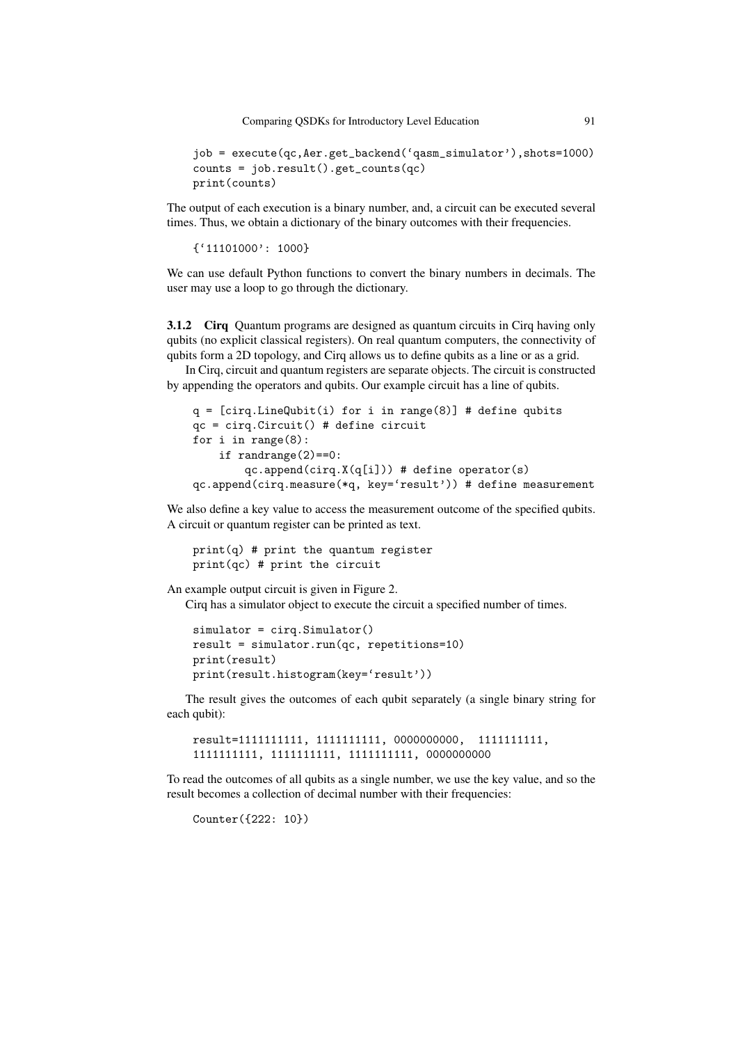```
job = execute(qc,Aer.get_backend('qasm_simulator'),shots=1000)
counts = job.result().get_counts(qc)
print(counts)
```

The output of each execution is a binary number, and, a circuit can be executed several times. Thus, we obtain a dictionary of the binary outcomes with their frequencies.

```
{'11101000': 1000}
```

We can use default Python functions to convert the binary numbers in decimals. The user may use a loop to go through the dictionary.

#### 3.1.2 Cirq

Quantum programs are designed as quantum circuits in Cirq having only qubits (no explicit classical registers). On real quantum computers, the connectivity of qubits form a 2D topology, and Cirq allows us to define qubits as a line or as a grid.

In Cirq, circuit and quantum registers are separate objects. The circuit is constructed by appending the operators and qubits. Our example circuit has a line of qubits.

```
q = [cirq.LineQubit(i) for i in range(8)] # define qubits
qc = cirq.Circuit() # define circuit
for i in range(8):
    if randrange(2)==0:
        qc.append(cirq.X(q[i])) # define operator(s)
qc.append(cirq.measure(*q, key='result')) # define measurement
```

We also define a key value to access the measurement outcome of the specified qubits. A circuit or quantum register can be printed as text.

```
print(q) # print the quantum register
print(qc) # print the circuit
```

An example output circuit is given in Figure 2.

Cirq has a simulator object to execute the circuit a specified number of times.

```
simulator = cirq.Simulator()
result = simulator.run(qc, repetitions=10)
print(result)
print(result.histogram(key='result'))
```

The result gives the outcomes of each qubit separately (a single binary string for each qubit):

```
result=1111111111, 1111111111, 0000000000,  1111111111,
1111111111, 1111111111, 1111111111, 0000000000
```

To read the outcomes of all qubits as a single number, we use the key value, and so the result becomes a collection of decimal number with their frequencies:

```
Counter({222: 10})
```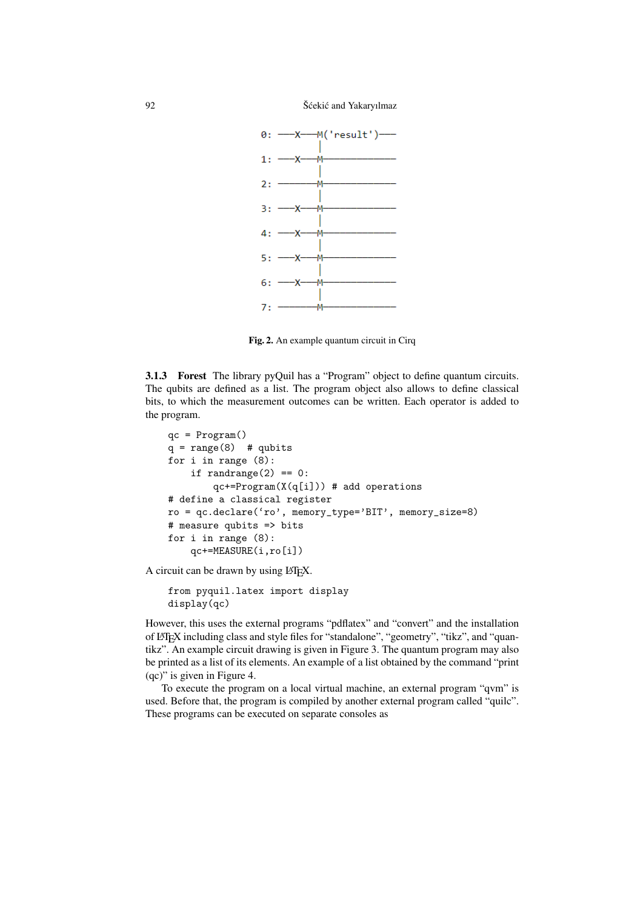```
0: ──X──M('result')──
        │
1: ──X──M────────────
        │
2: ─────M────────────
        │
3: ──X──M────────────
        │
4: ──X──M────────────
        │
5: ──X──M────────────
        │
6: ──X──M────────────
        │
7: ─────M────────────
```

**Fig. 2.** An example quantum circuit in Cirq

### 3.1.3 Forest

The library pyQuil has a "Program" object to define quantum circuits. The qubits are defined as a list. The program object also allows to define classical bits, to which the measurement outcomes can be written. Each operator is added to the program.

```
qc = Program()
q = range(8)  # qubits
for i in range (8):
    if randrange(2) == 0:
        qc+=Program(X(q[i])) # add operations
# define a classical register
ro = qc.declare('ro', memory_type='BIT', memory_size=8)
# measure qubits => bits
for i in range (8):
    qc+=MEASURE(i,ro[i])
```

A circuit can be drawn by using LaTeX.

```
from pyquil.latex import display
display(qc)
```

However, this uses the external programs "pdflatex" and "convert" and the installation of LaTeX including class and style files for "standalone", "geometry", "tikz", and "quantikz". An example circuit drawing is given in Figure 3. The quantum program may also be printed as a list of its elements. An example of a list obtained by the command "print (qc)" is given in Figure 4.

To execute the program on a local virtual machine, an external program "qvm" is used. Before that, the program is compiled by another external program called "quilc". These programs can be executed on separate consoles as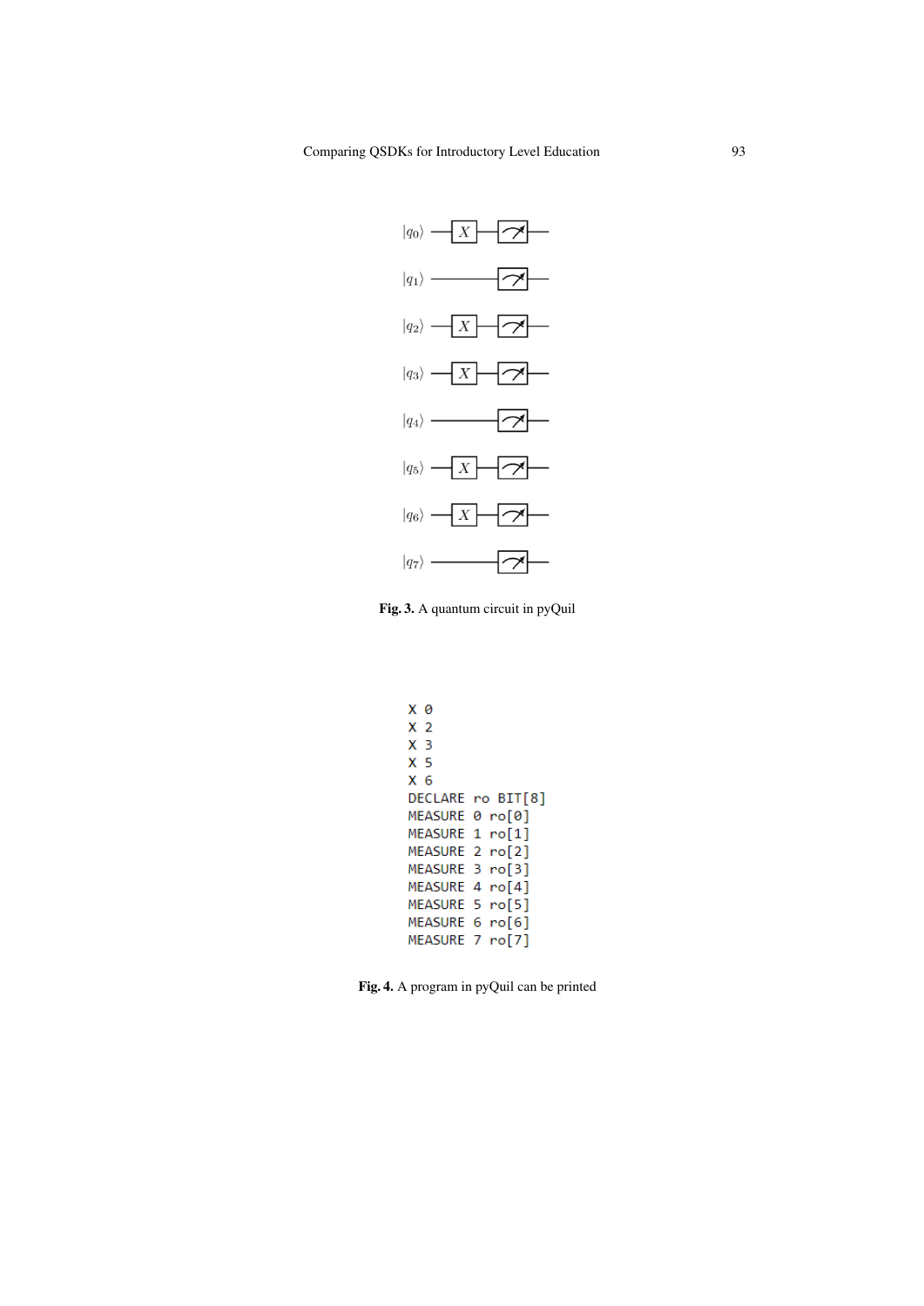**Fig. 3.** A quantum circuit in pyQuil

```
X 0
X 2
X 3
X 5
X 6
DECLARE ro BIT[8]
MEASURE 0 ro[0]
MEASURE 1 ro[1]
MEASURE 2 ro[2]
MEASURE 3 ro[3]
MEASURE 4 ro[4]
MEASURE 5 ro[5]
MEASURE 6 ro[6]
MEASURE 7 ro[7]
```

**Fig. 4.** A program in pyQuil can be printed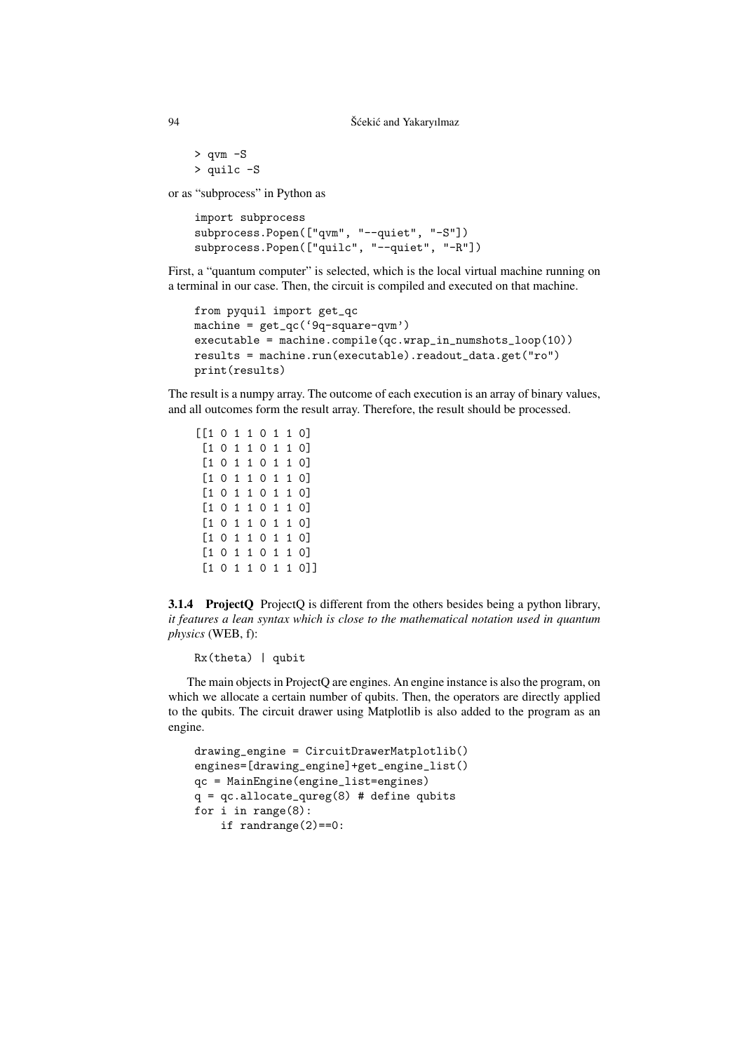```
> qvm -S
> quilc -S
```

or as "subprocess" in Python as

```
import subprocess
subprocess.Popen(["qvm", "--quiet", "-S"])
subprocess.Popen(["quilc", "--quiet", "-R"])
```

First, a "quantum computer" is selected, which is the local virtual machine running on a terminal in our case. Then, the circuit is compiled and executed on that machine.

```
from pyquil import get_qc
machine = get_qc('9q-square-qvm')
executable = machine.compile(qc.wrap_in_numshots_loop(10))
results = machine.run(executable).readout_data.get("ro")
print(results)
```

The result is a numpy array. The outcome of each execution is an array of binary values, and all outcomes form the result array. Therefore, the result should be processed.

```
[[1 0 1 1 0 1 1 0]
 [1 0 1 1 0 1 1 0]
 [1 0 1 1 0 1 1 0]
 [1 0 1 1 0 1 1 0]
 [1 0 1 1 0 1 1 0]
 [1 0 1 1 0 1 1 0]
 [1 0 1 1 0 1 1 0]
 [1 0 1 1 0 1 1 0]
 [1 0 1 1 0 1 1 0]
 [1 0 1 1 0 1 1 0]]
```

#### 3.1.4 ProjectQ

ProjectQ is different from the others besides being a python library, *it features a lean syntax which is close to the mathematical notation used in quantum physics* (WEB, f):

```
Rx(theta) | qubit
```

The main objects in ProjectQ are engines. An engine instance is also the program, on which we allocate a certain number of qubits. Then, the operators are directly applied to the qubits. The circuit drawer using Matplotlib is also added to the program as an engine.

```
drawing_engine = CircuitDrawerMatplotlib()
engines=[drawing_engine]+get_engine_list()
qc = MainEngine(engine_list=engines)
q = qc.allocate_qureg(8) # define qubits
for i in range(8):
    if randrange(2)==0:
```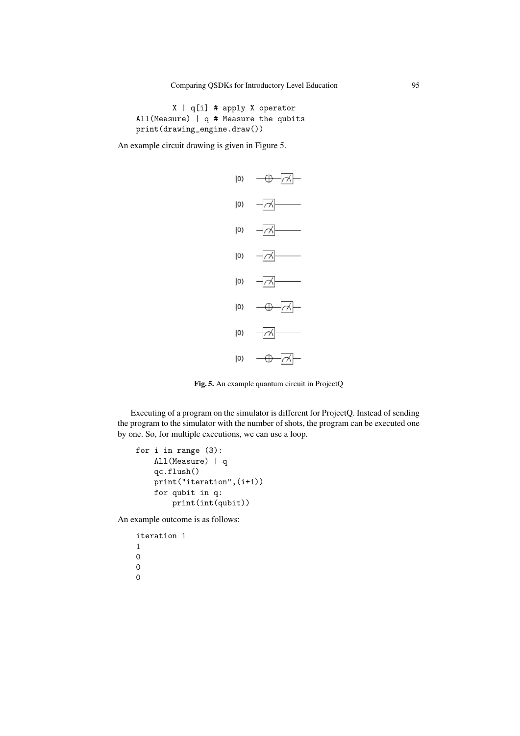```
        X | q[i] # apply X operator
All(Measure) | q # Measure the qubits
print(drawing_engine.draw())
```

An example circuit drawing is given in Figure 5.

Fig. 5. An example quantum circuit in ProjectQ

Executing of a program on the simulator is different for ProjectQ. Instead of sending the program to the simulator with the number of shots, the program can be executed one by one. So, for multiple executions, we can use a loop.

```
for i in range (3):
    All(Measure) | q
    qc.flush()
    print("iteration",(i+1))
    for qubit in q:
        print(int(qubit))
```

An example outcome is as follows:

```
iteration 1
1
0
0
0
```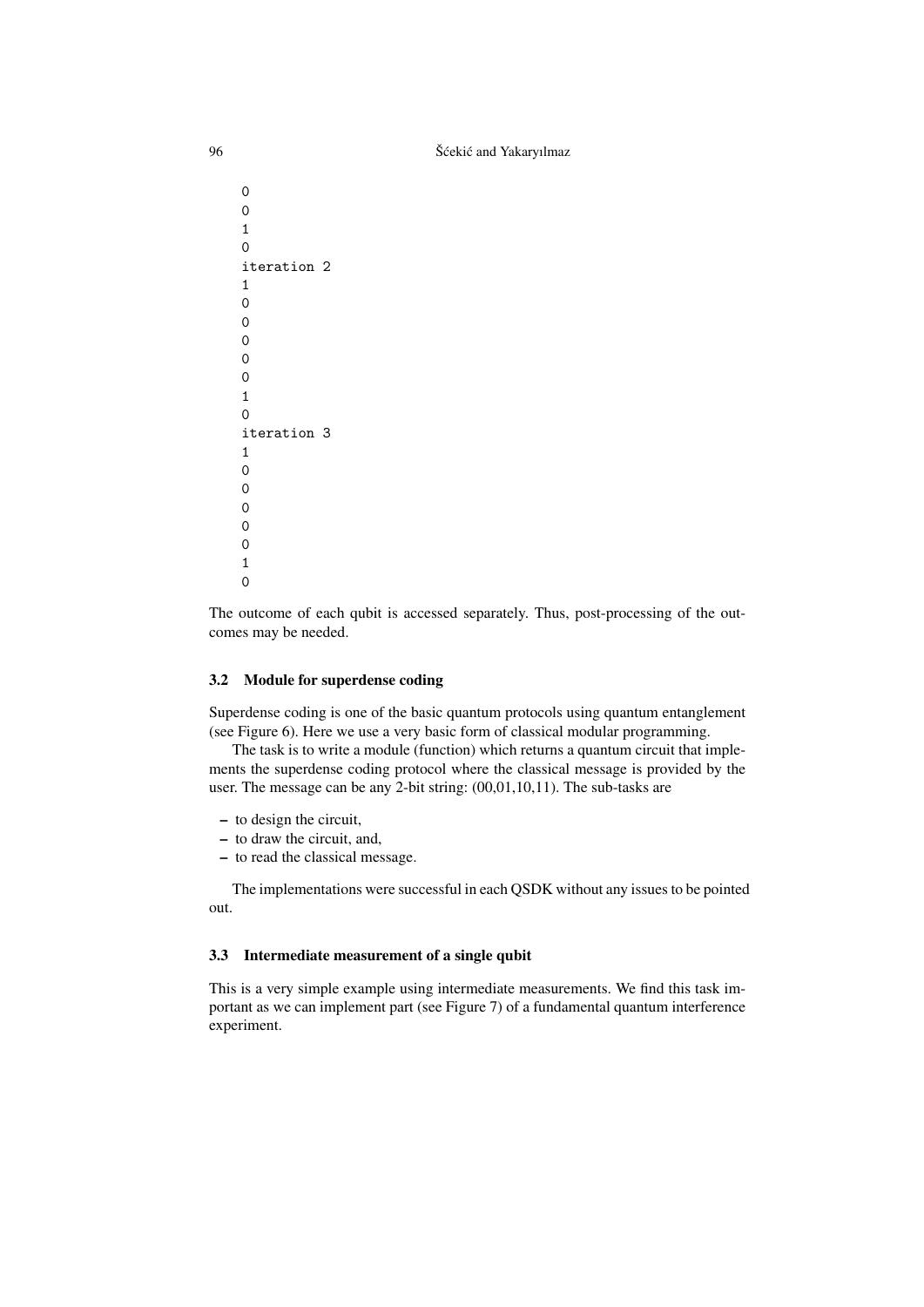```
0
0
1
0
iteration 2
1
0
0
0
0
0
1
0
iteration 3
1
0
0
0
0
0
1
0
```

The outcome of each qubit is accessed separately. Thus, post-processing of the outcomes may be needed.

### 3.2 Module for superdense coding

Superdense coding is one of the basic quantum protocols using quantum entanglement (see Figure 6). Here we use a very basic form of classical modular programming.

The task is to write a module (function) which returns a quantum circuit that implements the superdense coding protocol where the classical message is provided by the user. The message can be any 2-bit string: (00,01,10,11). The sub-tasks are

- to design the circuit,
- to draw the circuit, and,
- to read the classical message.

The implementations were successful in each QSDK without any issues to be pointed out.

### 3.3 Intermediate measurement of a single qubit

This is a very simple example using intermediate measurements. We find this task important as we can implement part (see Figure 7) of a fundamental quantum interference experiment.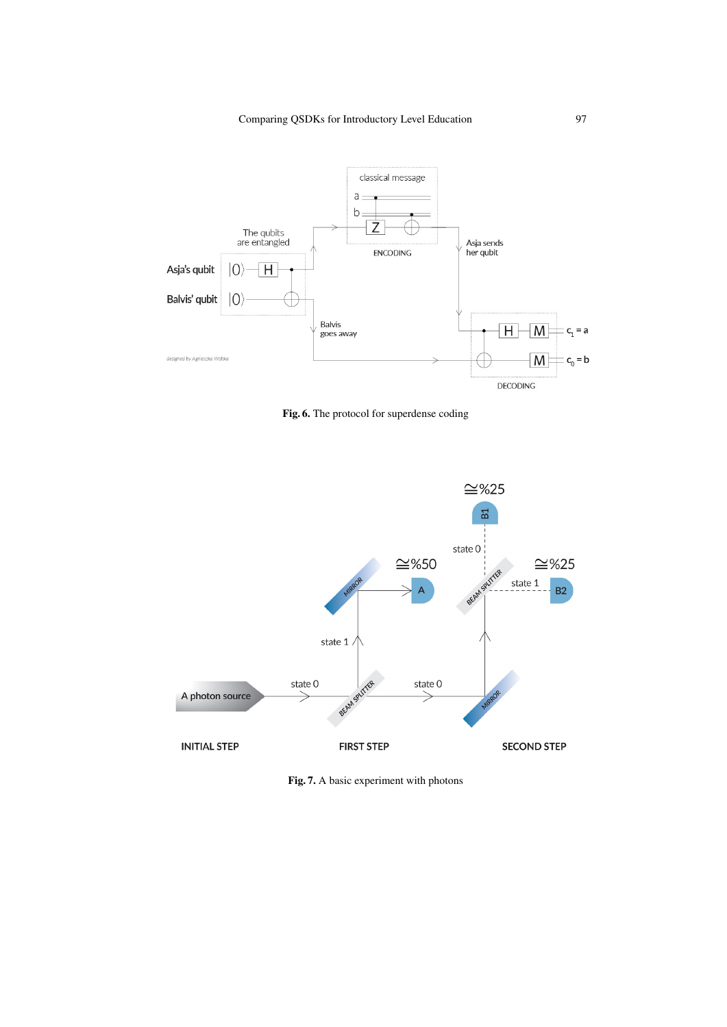**Fig. 6.** The protocol for superdense coding

**Fig. 7.** A basic experiment with photons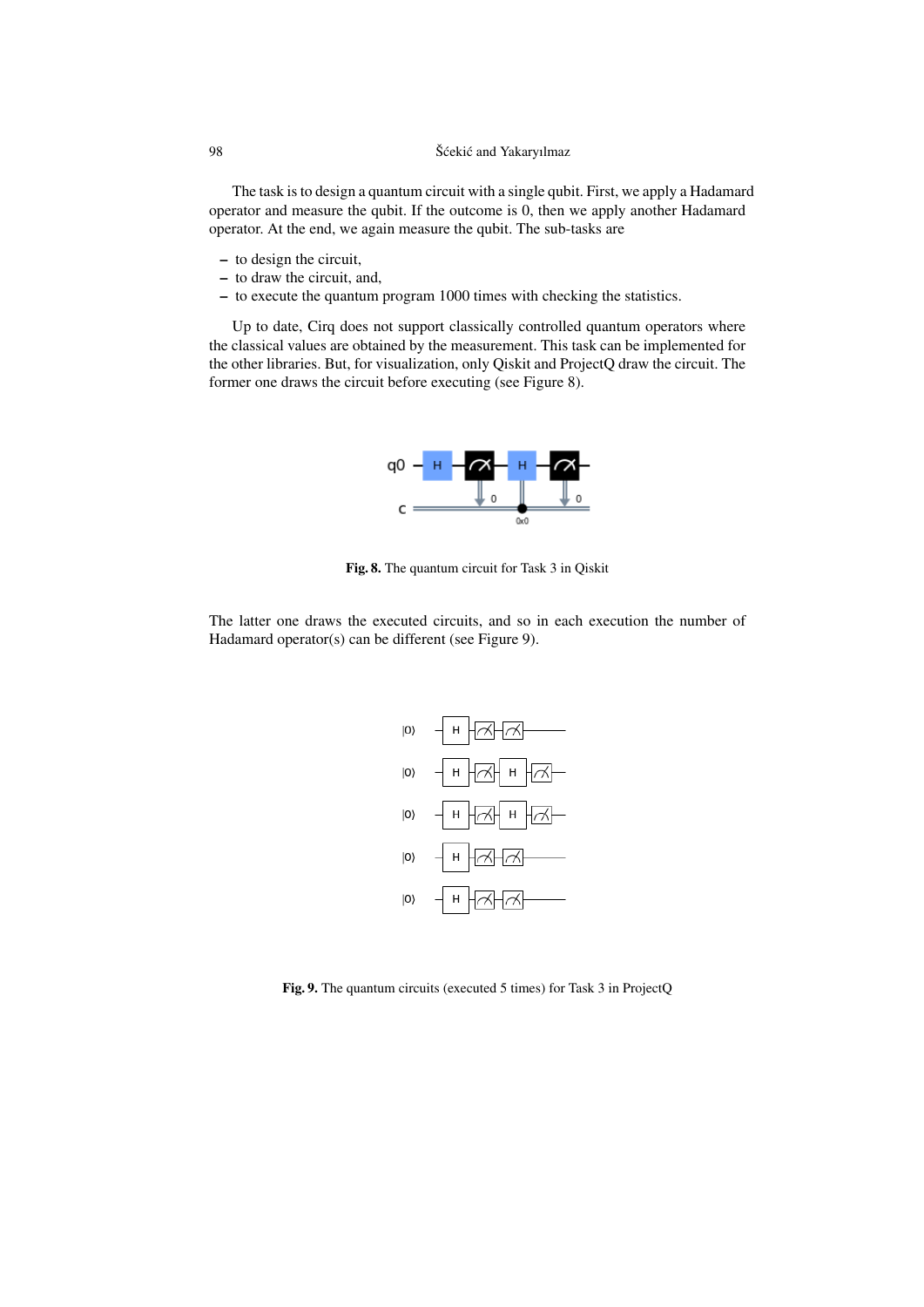The task is to design a quantum circuit with a single qubit. First, we apply a Hadamard operator and measure the qubit. If the outcome is 0, then we apply another Hadamard operator. At the end, we again measure the qubit. The sub-tasks are

- to design the circuit,
- to draw the circuit, and,
- to execute the quantum program 1000 times with checking the statistics.

Up to date, Cirq does not support classically controlled quantum operators where the classical values are obtained by the measurement. This task can be implemented for the other libraries. But, for visualization, only Qiskit and ProjectQ draw the circuit. The former one draws the circuit before executing (see Figure 8).

**Fig. 8.** The quantum circuit for Task 3 in Qiskit

The latter one draws the executed circuits, and so in each execution the number of Hadamard operator(s) can be different (see Figure 9).

**Fig. 9.** The quantum circuits (executed 5 times) for Task 3 in ProjectQ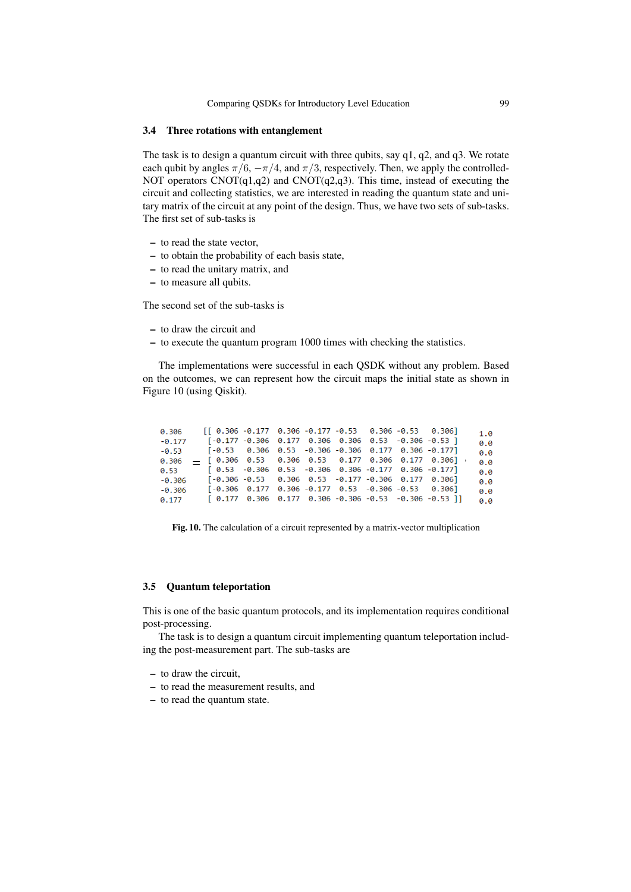### 3.4 Three rotations with entanglement

The task is to design a quantum circuit with three qubits, say q1, q2, and q3. We rotate each qubit by angles $\pi/6$, $-\pi/4$, and $\pi/3$, respectively. Then, we apply the controlled-NOT operators CNOT(q1,q2) and CNOT(q2,q3). This time, instead of executing the circuit and collecting statistics, we are interested in reading the quantum state and unitary matrix of the circuit at any point of the design. Thus, we have two sets of sub-tasks. The first set of sub-tasks is

– to read the state vector,
– to obtain the probability of each basis state,
– to read the unitary matrix, and
– to measure all qubits.

The second set of the sub-tasks is

– to draw the circuit and
– to execute the quantum program 1000 times with checking the statistics.

The implementations were successful in each QSDK without any problem. Based on the outcomes, we can represent how the circuit maps the initial state as shown in Figure 10 (using Qiskit).

```
0.306      [[ 0.306 -0.177  0.306 -0.177 -0.53   0.306 -0.53   0.306]     1.0
-0.177      [-0.177 -0.306  0.177  0.306  0.306  0.53  -0.306 -0.53 ]     0.0
-0.53       [-0.53   0.306  0.53  -0.306 -0.306  0.177  0.306 -0.177]     0.0
0.306   =   [ 0.306  0.53   0.306  0.53   0.177  0.306  0.177  0.306]  ·  0.0
0.53        [ 0.53  -0.306  0.53  -0.306  0.306 -0.177  0.306 -0.177]     0.0
-0.306      [-0.306 -0.53   0.306  0.53  -0.177 -0.306  0.177  0.306]     0.0
-0.306      [-0.306  0.177  0.306 -0.177  0.53  -0.306 -0.53   0.306]     0.0
0.177       [ 0.177  0.306  0.177  0.306 -0.306 -0.53  -0.306 -0.53 ]]    0.0
```

**Fig. 10.** The calculation of a circuit represented by a matrix-vector multiplication

### 3.5 Quantum teleportation

This is one of the basic quantum protocols, and its implementation requires conditional post-processing.

The task is to design a quantum circuit implementing quantum teleportation including the post-measurement part. The sub-tasks are

– to draw the circuit,
– to read the measurement results, and
– to read the quantum state.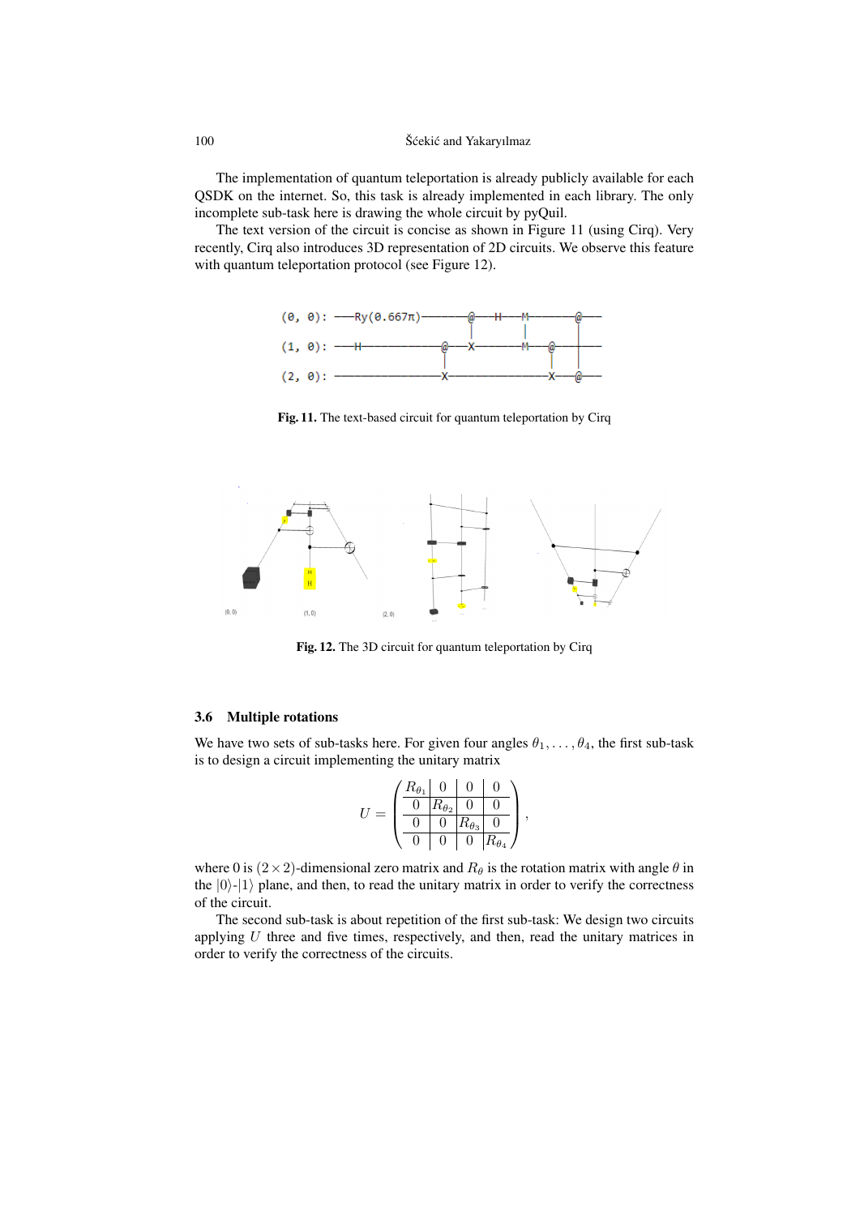The implementation of quantum teleportation is already publicly available for each QSDK on the internet. So, this task is already implemented in each library. The only incomplete sub-task here is drawing the whole circuit by pyQuil.

The text version of the circuit is concise as shown in Figure 11 (using Cirq). Very recently, Cirq also introduces 3D representation of 2D circuits. We observe this feature with quantum teleportation protocol (see Figure 12).

```
(0, 0): ───Ry(0.667π)───────@───H───M───────@───
                            │       │       │
(1, 0): ───H───────────@────X───────M───@───┼───
                       │                │   │
(2, 0): ───────────────X────────────────X───@───
```

**Fig. 11.** The text-based circuit for quantum teleportation by Cirq

**Fig. 12.** The 3D circuit for quantum teleportation by Cirq

### 3.6 Multiple rotations

We have two sets of sub-tasks here. For given four angles $\theta_1, \ldots, \theta_4$, the first sub-task is to design a circuit implementing the unitary matrix

$$U = \begin{pmatrix} R_{\theta_1} & 0 & 0 & 0 \\ 0 & R_{\theta_2} & 0 & 0 \\ 0 & 0 & R_{\theta_3} & 0 \\ 0 & 0 & 0 & R_{\theta_4} \end{pmatrix},$$

where 0 is $(2 \times 2)$-dimensional zero matrix and $R_\theta$ is the rotation matrix with angle $\theta$ in the $|0\rangle$-$|1\rangle$ plane, and then, to read the unitary matrix in order to verify the correctness of the circuit.

The second sub-task is about repetition of the first sub-task: We design two circuits applying $U$ three and five times, respectively, and then, read the unitary matrices in order to verify the correctness of the circuits.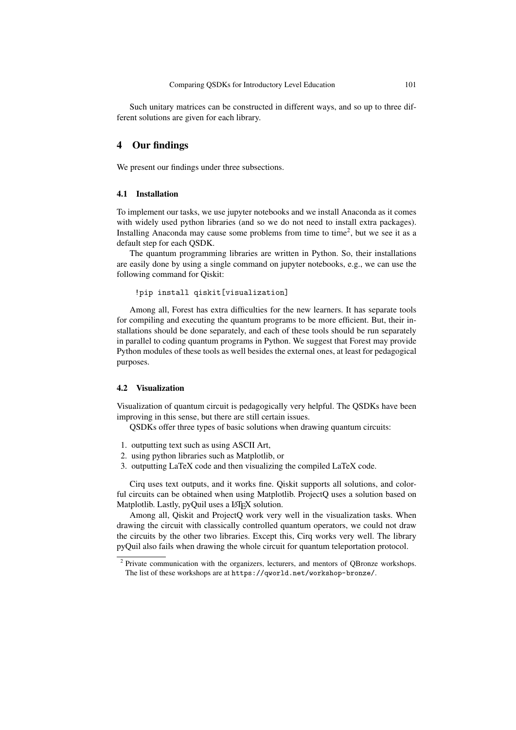Such unitary matrices can be constructed in different ways, and so up to three different solutions are given for each library.

## 4 Our findings

We present our findings under three subsections.

### 4.1 Installation

To implement our tasks, we use jupyter notebooks and we install Anaconda as it comes with widely used python libraries (and so we do not need to install extra packages). Installing Anaconda may cause some problems from time to time[2], but we see it as a default step for each QSDK.

The quantum programming libraries are written in Python. So, their installations are easily done by using a single command on jupyter notebooks, e.g., we can use the following command for Qiskit:

```
!pip install qiskit[visualization]
```

Among all, Forest has extra difficulties for the new learners. It has separate tools for compiling and executing the quantum programs to be more efficient. But, their installations should be done separately, and each of these tools should be run separately in parallel to coding quantum programs in Python. We suggest that Forest may provide Python modules of these tools as well besides the external ones, at least for pedagogical purposes.

### 4.2 Visualization

Visualization of quantum circuit is pedagogically very helpful. The QSDKs have been improving in this sense, but there are still certain issues.

QSDKs offer three types of basic solutions when drawing quantum circuits:

1. outputting text such as using ASCII Art,
2. using python libraries such as Matplotlib, or
3. outputting LaTeX code and then visualizing the compiled LaTeX code.

Cirq uses text outputs, and it works fine. Qiskit supports all solutions, and colorful circuits can be obtained when using Matplotlib. ProjectQ uses a solution based on Matplotlib. Lastly, pyQuil uses a LaTeX solution.

Among all, Qiskit and ProjectQ work very well in the visualization tasks. When drawing the circuit with classically controlled quantum operators, we could not draw the circuits by the other two libraries. Except this, Cirq works very well. The library pyQuil also fails when drawing the whole circuit for quantum teleportation protocol.

[2] Private communication with the organizers, lecturers, and mentors of QBronze workshops. The list of these workshops are at https://qworld.net/workshop-bronze/.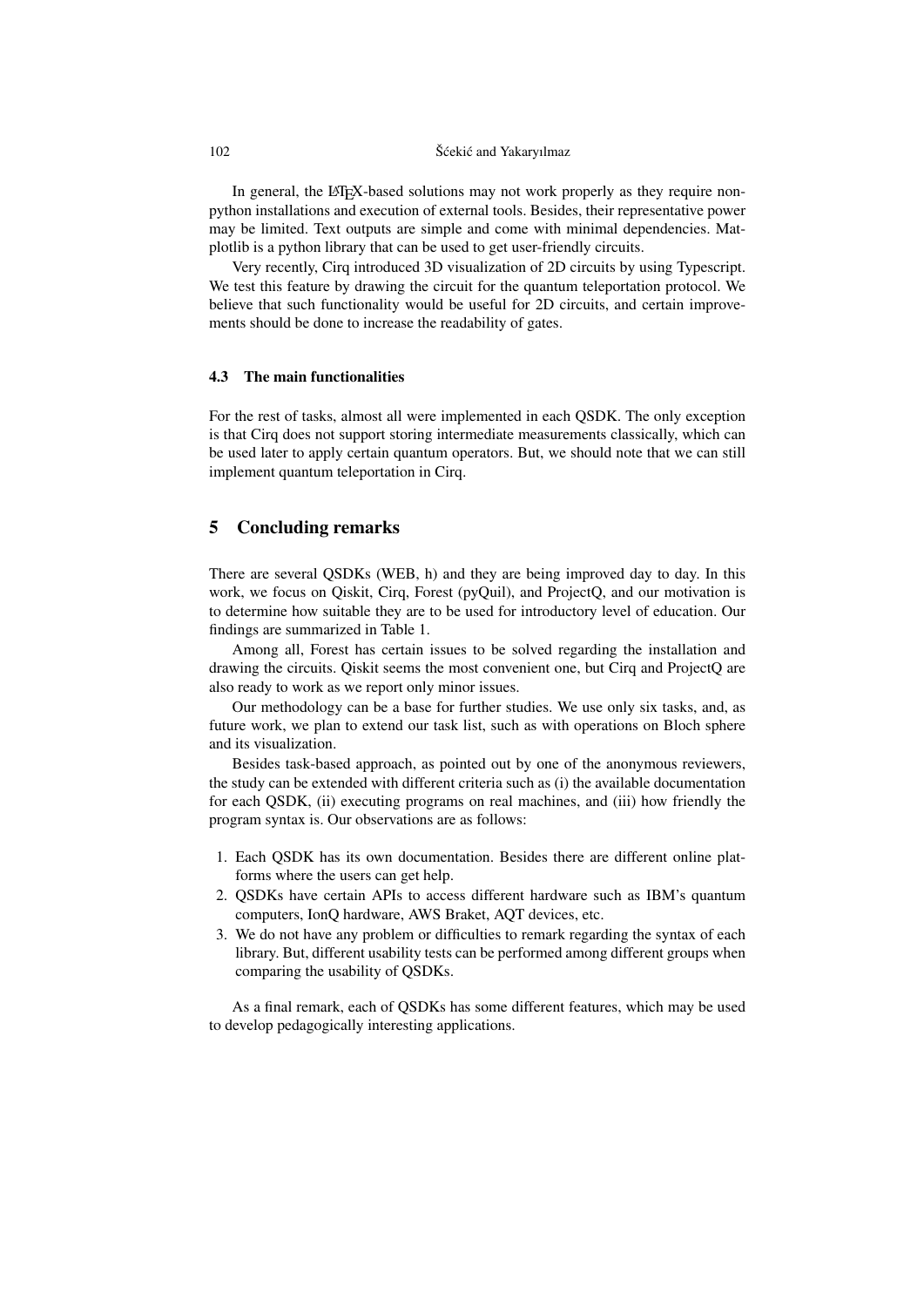In general, the LaTeX-based solutions may not work properly as they require non-python installations and execution of external tools. Besides, their representative power may be limited. Text outputs are simple and come with minimal dependencies. Matplotlib is a python library that can be used to get user-friendly circuits.

Very recently, Cirq introduced 3D visualization of 2D circuits by using Typescript. We test this feature by drawing the circuit for the quantum teleportation protocol. We believe that such functionality would be useful for 2D circuits, and certain improvements should be done to increase the readability of gates.

### 4.3 The main functionalities

For the rest of tasks, almost all were implemented in each QSDK. The only exception is that Cirq does not support storing intermediate measurements classically, which can be used later to apply certain quantum operators. But, we should note that we can still implement quantum teleportation in Cirq.

## 5 Concluding remarks

There are several QSDKs (WEB, h) and they are being improved day to day. In this work, we focus on Qiskit, Cirq, Forest (pyQuil), and ProjectQ, and our motivation is to determine how suitable they are to be used for introductory level of education. Our findings are summarized in Table 1.

Among all, Forest has certain issues to be solved regarding the installation and drawing the circuits. Qiskit seems the most convenient one, but Cirq and ProjectQ are also ready to work as we report only minor issues.

Our methodology can be a base for further studies. We use only six tasks, and, as future work, we plan to extend our task list, such as with operations on Bloch sphere and its visualization.

Besides task-based approach, as pointed out by one of the anonymous reviewers, the study can be extended with different criteria such as (i) the available documentation for each QSDK, (ii) executing programs on real machines, and (iii) how friendly the program syntax is. Our observations are as follows:

1. Each QSDK has its own documentation. Besides there are different online platforms where the users can get help.
2. QSDKs have certain APIs to access different hardware such as IBM's quantum computers, IonQ hardware, AWS Braket, AQT devices, etc.
3. We do not have any problem or difficulties to remark regarding the syntax of each library. But, different usability tests can be performed among different groups when comparing the usability of QSDKs.

As a final remark, each of QSDKs has some different features, which may be used to develop pedagogically interesting applications.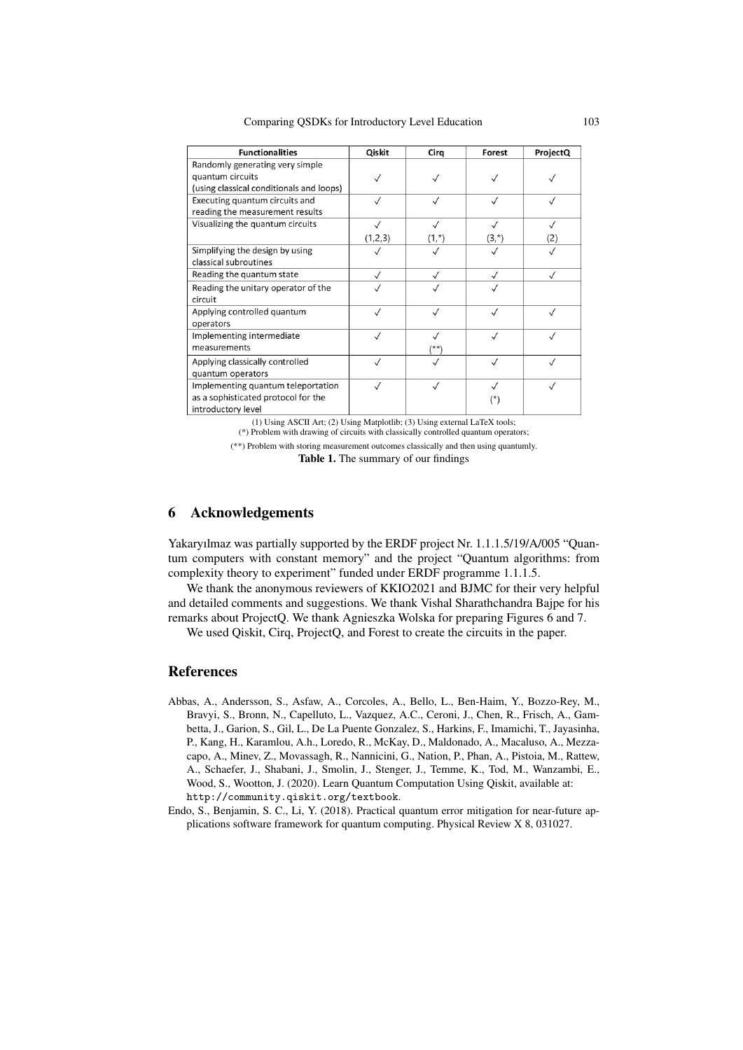| Functionalities | Qiskit | Cirq | Forest | ProjectQ |
|---|---|---|---|---|
| Randomly generating very simple quantum circuits (using classical conditionals and loops) | ✓ | ✓ | ✓ | ✓ |
| Executing quantum circuits and reading the measurement results | ✓ | ✓ | ✓ | ✓ |
| Visualizing the quantum circuits | ✓ (1,2,3) | ✓ (1,*) | ✓ (3,*) | ✓ (2) |
| Simplifying the design by using classical subroutines | ✓ | ✓ | ✓ | ✓ |
| Reading the quantum state | ✓ | ✓ | ✓ | ✓ |
| Reading the unitary operator of the circuit | ✓ | ✓ | ✓ | |
| Applying controlled quantum operators | ✓ | ✓ | ✓ | ✓ |
| Implementing intermediate measurements | ✓ | ✓ (**) | ✓ | ✓ |
| Applying classically controlled quantum operators | ✓ | ✓ | ✓ | ✓ |
| Implementing quantum teleportation as a sophisticated protocol for the introductory level | ✓ | ✓ | ✓ (*) | ✓ |

(1) Using ASCII Art; (2) Using Matplotlib; (3) Using external LaTeX tools;
(*) Problem with drawing of circuits with classically controlled quantum operators;
(**) Problem with storing measurement outcomes classically and then using quantumly.

**Table 1.** The summary of our findings

## 6 Acknowledgements

Yakaryılmaz was partially supported by the ERDF project Nr. 1.1.1.5/19/A/005 "Quantum computers with constant memory" and the project "Quantum algorithms: from complexity theory to experiment" funded under ERDF programme 1.1.1.5.

We thank the anonymous reviewers of KKIO2021 and BJMC for their very helpful and detailed comments and suggestions. We thank Vishal Sharathchandra Bajpe for his remarks about ProjectQ. We thank Agnieszka Wolska for preparing Figures 6 and 7.

We used Qiskit, Cirq, ProjectQ, and Forest to create the circuits in the paper.

## References

Abbas, A., Andersson, S., Asfaw, A., Corcoles, A., Bello, L., Ben-Haim, Y., Bozzo-Rey, M., Bravyi, S., Bronn, N., Capelluto, L., Vazquez, A.C., Ceroni, J., Chen, R., Frisch, A., Gambetta, J., Garion, S., Gil, L., De La Puente Gonzalez, S., Harkins, F., Imamichi, T., Jayasinha, P., Kang, H., Karamlou, A.h., Loredo, R., McKay, D., Maldonado, A., Macaluso, A., Mezzacapo, A., Minev, Z., Movassagh, R., Nannicini, G., Nation, P., Phan, A., Pistoia, M., Rattew, A., Schaefer, J., Shabani, J., Smolin, J., Stenger, J., Temme, K., Tod, M., Wanzambi, E., Wood, S., Wootton, J. (2020). Learn Quantum Computation Using Qiskit, available at: `http://community.qiskit.org/textbook`.

Endo, S., Benjamin, S. C., Li, Y. (2018). Practical quantum error mitigation for near-future applications software framework for quantum computing. Physical Review X 8, 031027.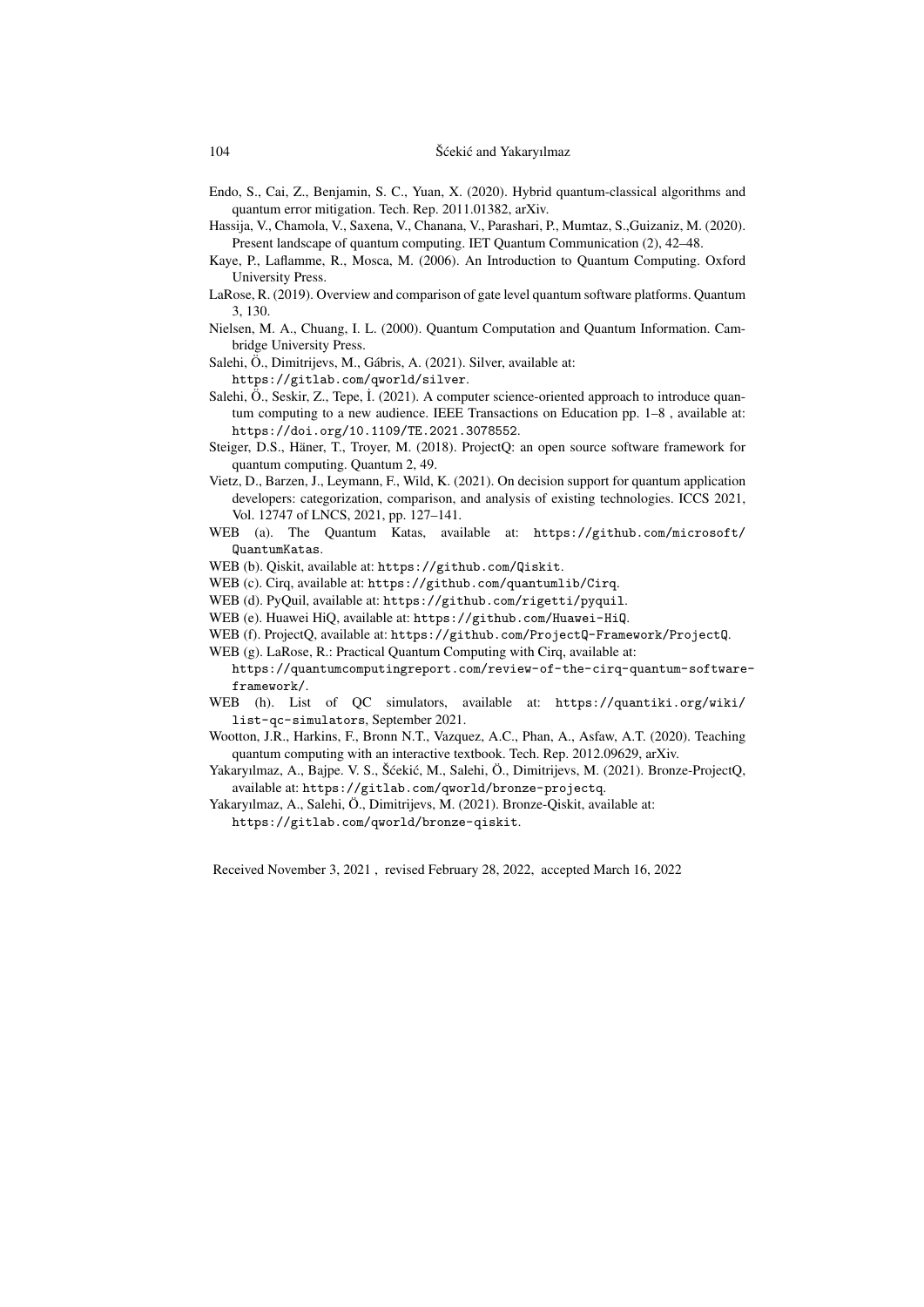Endo, S., Cai, Z., Benjamin, S. C., Yuan, X. (2020). Hybrid quantum-classical algorithms and quantum error mitigation. Tech. Rep. 2011.01382, arXiv.

Hassija, V., Chamola, V., Saxena, V., Chanana, V., Parashari, P., Mumtaz, S.,Guizaniz, M. (2020). Present landscape of quantum computing. IET Quantum Communication (2), 42–48.

Kaye, P., Laflamme, R., Mosca, M. (2006). An Introduction to Quantum Computing. Oxford University Press.

LaRose, R. (2019). Overview and comparison of gate level quantum software platforms. Quantum 3, 130.

Nielsen, M. A., Chuang, I. L. (2000). Quantum Computation and Quantum Information. Cambridge University Press.

Salehi, Ö., Dimitrijevs, M., Gábris, A. (2021). Silver, available at: `https://gitlab.com/qworld/silver`.

Salehi, Ö., Seskir, Z., Tepe, İ. (2021). A computer science-oriented approach to introduce quantum computing to a new audience. IEEE Transactions on Education pp. 1–8 , available at: `https://doi.org/10.1109/TE.2021.3078552`.

Steiger, D.S., Häner, T., Troyer, M. (2018). ProjectQ: an open source software framework for quantum computing. Quantum 2, 49.

Vietz, D., Barzen, J., Leymann, F., Wild, K. (2021). On decision support for quantum application developers: categorization, comparison, and analysis of existing technologies. ICCS 2021, Vol. 12747 of LNCS, 2021, pp. 127–141.

WEB (a). The Quantum Katas, available at: `https://github.com/microsoft/QuantumKatas`.

WEB (b). Qiskit, available at: `https://github.com/Qiskit`.

WEB (c). Cirq, available at: `https://github.com/quantumlib/Cirq`.

WEB (d). PyQuil, available at: `https://github.com/rigetti/pyquil`.

WEB (e). Huawei HiQ, available at: `https://github.com/Huawei-HiQ`.

WEB (f). ProjectQ, available at: `https://github.com/ProjectQ-Framework/ProjectQ`.

WEB (g). LaRose, R.: Practical Quantum Computing with Cirq, available at: `https://quantumcomputingreport.com/review-of-the-cirq-quantum-software-framework/`.

WEB (h). List of QC simulators, available at: `https://quantiki.org/wiki/list-qc-simulators`, September 2021.

Wootton, J.R., Harkins, F., Bronn N.T., Vazquez, A.C., Phan, A., Asfaw, A.T. (2020). Teaching quantum computing with an interactive textbook. Tech. Rep. 2012.09629, arXiv.

Yakaryılmaz, A., Bajpe. V. S., Šćekić, M., Salehi, Ö., Dimitrijevs, M. (2021). Bronze-ProjectQ, available at: `https://gitlab.com/qworld/bronze-projectq`.

Yakaryılmaz, A., Salehi, Ö., Dimitrijevs, M. (2021). Bronze-Qiskit, available at: `https://gitlab.com/qworld/bronze-qiskit`.

Received November 3, 2021 , revised February 28, 2022, accepted March 16, 2022